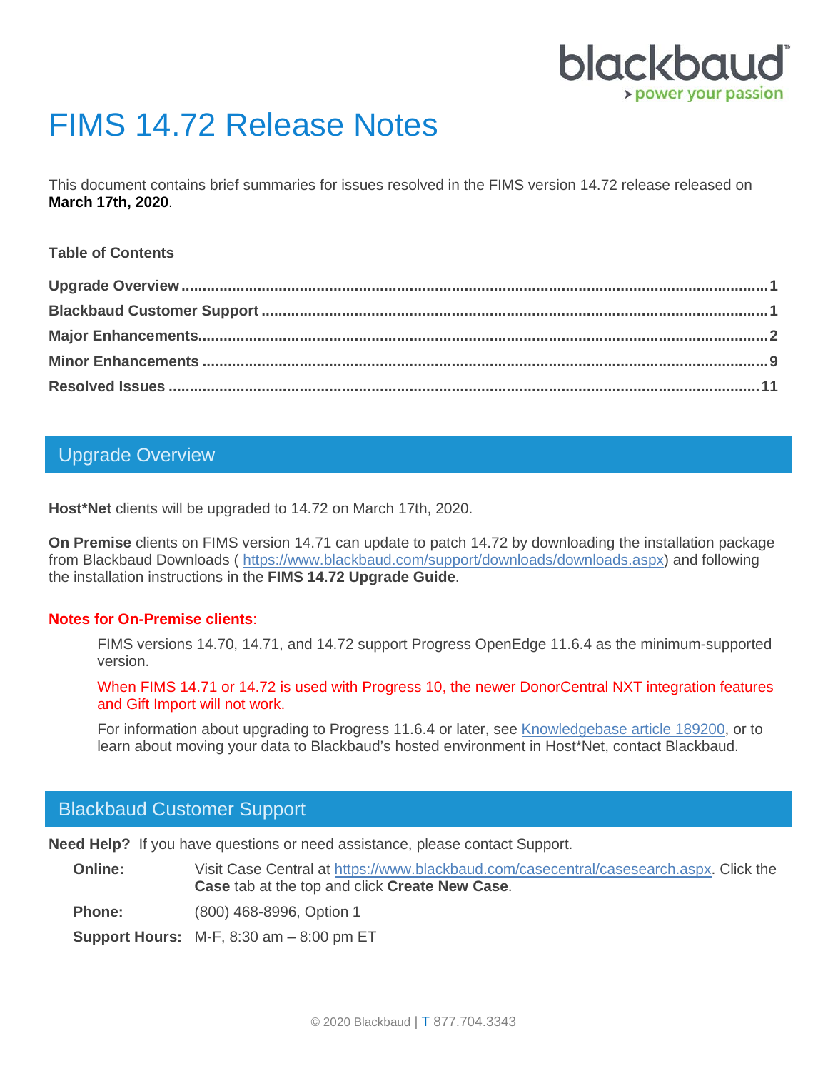# FIMS 14.72 Release Notes

This document contains brief summaries for issues resolved in the FIMS version 14.72 release released on **March 17th, 2020**.

**Table of Contents**

| | |
|---|---|
| **Upgrade Overview** | **1** |
| **Blackbaud Customer Support** | **1** |
| **Major Enhancements** | **2** |
| **Minor Enhancements** | **9** |
| **Resolved Issues** | **11** |

## Upgrade Overview

**Host*Net** clients will be upgraded to 14.72 on March 17th, 2020.

**On Premise** clients on FIMS version 14.71 can update to patch 14.72 by downloading the installation package from Blackbaud Downloads ( https://www.blackbaud.com/support/downloads/downloads.aspx) and following the installation instructions in the **FIMS 14.72 Upgrade Guide**.

**Notes for On-Premise clients**:

> FIMS versions 14.70, 14.71, and 14.72 support Progress OpenEdge 11.6.4 as the minimum-supported version.
>
> When FIMS 14.71 or 14.72 is used with Progress 10, the newer DonorCentral NXT integration features and Gift Import will not work.
>
> For information about upgrading to Progress 11.6.4 or later, see Knowledgebase article 189200, or to learn about moving your data to Blackbaud's hosted environment in Host*Net, contact Blackbaud.

## Blackbaud Customer Support

**Need Help?** If you have questions or need assistance, please contact Support.

| | |
|---|---|
| **Online:** | Visit Case Central at https://www.blackbaud.com/casecentral/casesearch.aspx. Click the **Case** tab at the top and click **Create New Case**. |
| **Phone:** | (800) 468-8996, Option 1 |
| **Support Hours:** | M-F, 8:30 am – 8:00 pm ET |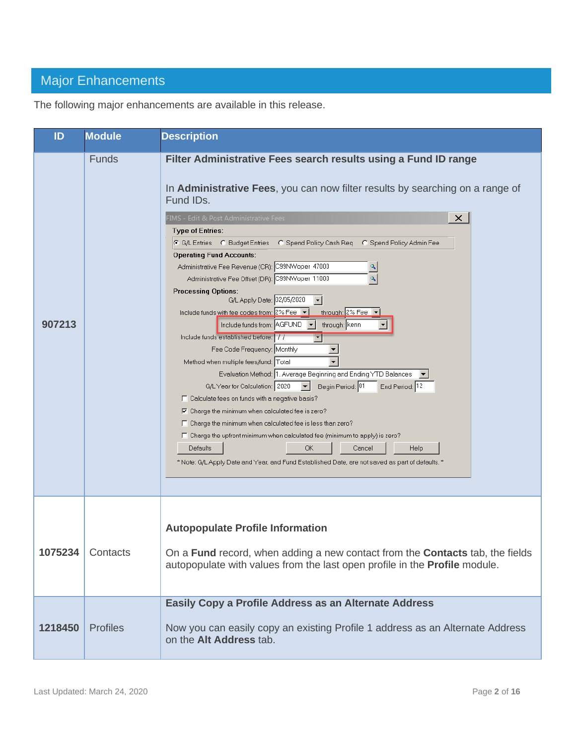## Major Enhancements

The following major enhancements are available in this release.

| ID | Module | Description |
|---|---|---|
| 907213 | Funds | **Filter Administrative Fees search results using a Fund ID range**<br><br>In **Administrative Fees**, you can now filter results by searching on a range of Fund IDs. |
| 1075234 | Contacts | **Autopopulate Profile Information**<br><br>On a **Fund** record, when adding a new contact from the **Contacts** tab, the fields autopopulate with values from the last open profile in the **Profile** module. |
| 1218450 | Profiles | **Easily Copy a Profile Address as an Alternate Address**<br><br>Now you can easily copy an existing Profile 1 address as an Alternate Address on the **Alt Address** tab. |

Last Updated: March 24, 2020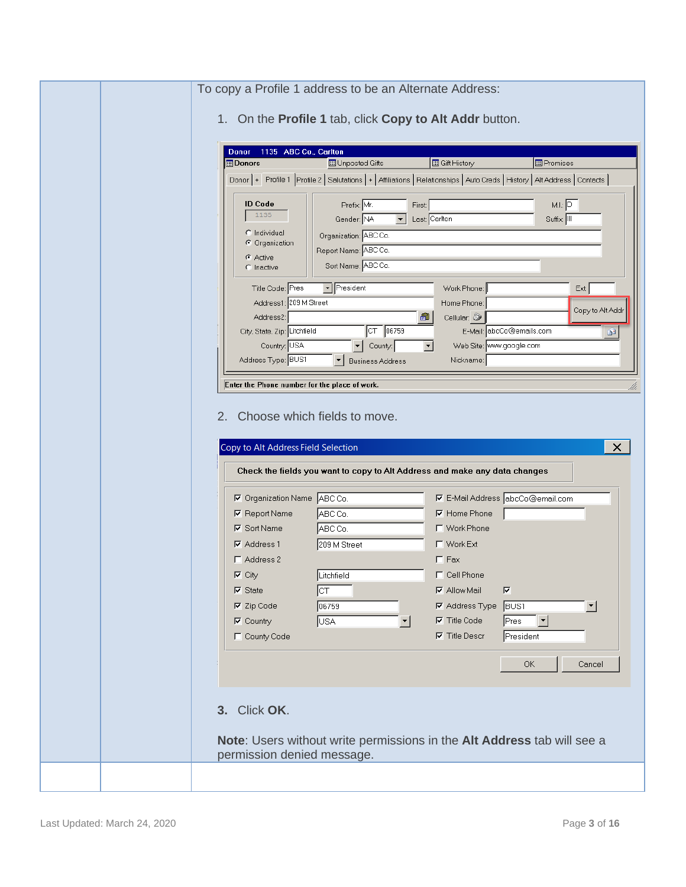To copy a Profile 1 address to be an Alternate Address:

1. On the **Profile 1** tab, click **Copy to Alt Addr** button.

2. Choose which fields to move.

3. Click **OK**.

**Note**: Users without write permissions in the **Alt Address** tab will see a permission denied message.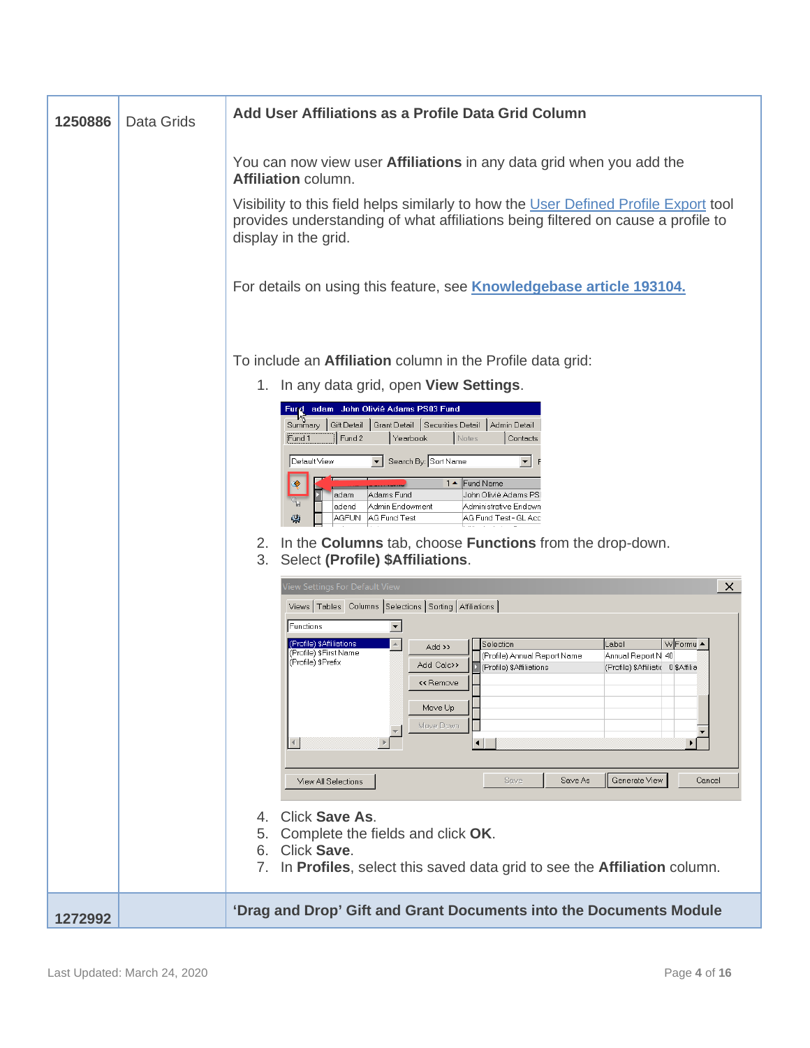| | | |
|---|---|---|
| **1250886** | Data Grids | **Add User Affiliations as a Profile Data Grid Column**<br><br>You can now view user **Affiliations** in any data grid when you add the **Affiliation** column.<br><br>Visibility to this field helps similarly to how the User Defined Profile Export tool provides understanding of what affiliations being filtered on cause a profile to display in the grid.<br><br>For details on using this feature, see **Knowledgebase article 193104.**<br><br>To include an **Affiliation** column in the Profile data grid:<br><br>1. In any data grid, open **View Settings**.<br>2. In the **Columns** tab, choose **Functions** from the drop-down.<br>3. Select **(Profile) $Affiliations**.<br>4. Click **Save As**.<br>5. Complete the fields and click **OK**.<br>6. Click **Save**.<br>7. In **Profiles**, select this saved data grid to see the **Affiliation** column. |
| **1272992** | | **'Drag and Drop' Gift and Grant Documents into the Documents Module** |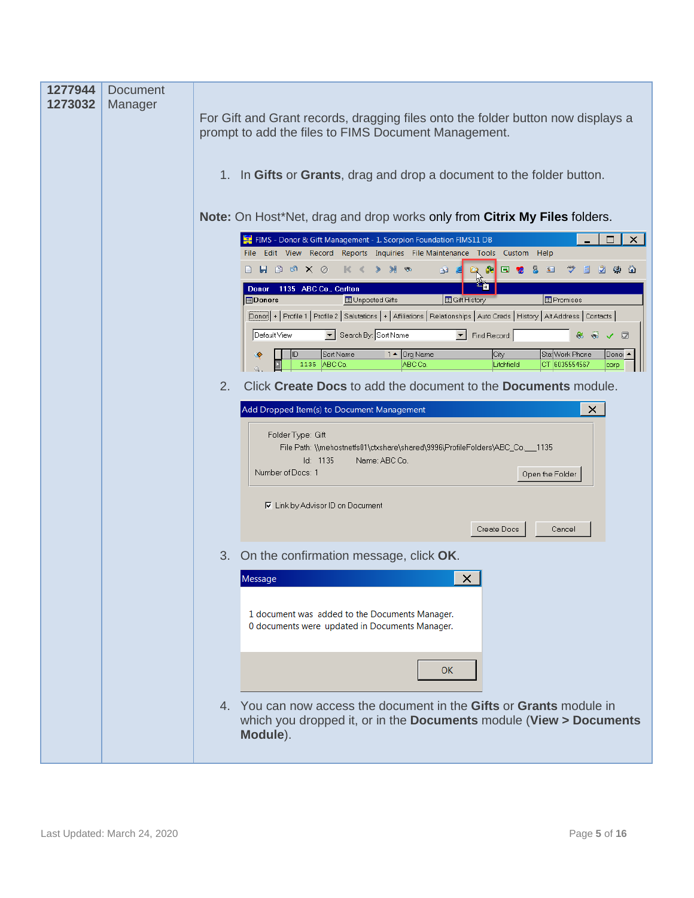| | | |
|---|---|---|
| **1277944** **1273032** | Document Manager | For Gift and Grant records, dragging files onto the folder button now displays a prompt to add the files to FIMS Document Management.<br><br>1. In **Gifts** or **Grants**, drag and drop a document to the folder button.<br><br>**Note:** On Host*Net, drag and drop works only from **Citrix My Files** folders.<br><br>2. Click **Create Docs** to add the document to the **Documents** module.<br><br>3. On the confirmation message, click **OK**.<br><br>4. You can now access the document in the **Gifts** or **Grants** module in which you dropped it, or in the **Documents** module (**View > Documents Module**). |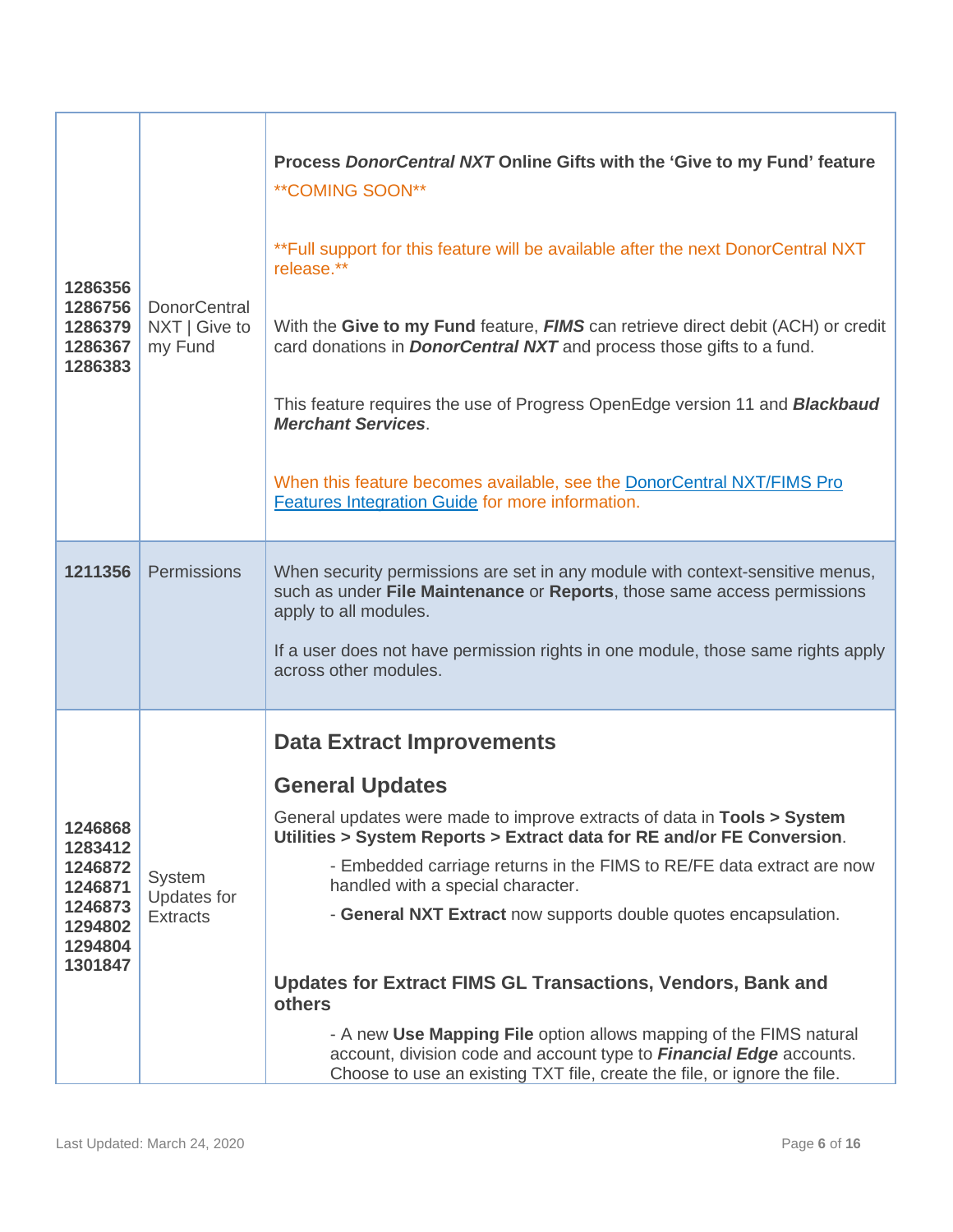| | | |
|---|---|---|
| **1286356**<br>**1286756**<br>**1286379**<br>**1286367**<br>**1286383** | DonorCentral NXT \| Give to my Fund | **Process *DonorCentral NXT* Online Gifts with the 'Give to my Fund' feature**<br>**COMING SOON**<br><br>**Full support for this feature will be available after the next DonorCentral NXT release.**<br><br>With the **Give to my Fund** feature, ***FIMS*** can retrieve direct debit (ACH) or credit card donations in ***DonorCentral NXT*** and process those gifts to a fund.<br><br>This feature requires the use of Progress OpenEdge version 11 and ***Blackbaud Merchant Services***.<br><br>When this feature becomes available, see the [DonorCentral NXT/FIMS Pro Features Integration Guide]() for more information. |
| **1211356** | Permissions | When security permissions are set in any module with context-sensitive menus, such as under **File Maintenance** or **Reports**, those same access permissions apply to all modules.<br><br>If a user does not have permission rights in one module, those same rights apply across other modules. |
| **1246868**<br>**1283412**<br>**1246872**<br>**1246871**<br>**1246873**<br>**1294802**<br>**1294804**<br>**1301847** | System Updates for Extracts | **Data Extract Improvements**<br><br>**General Updates**<br><br>General updates were made to improve extracts of data in **Tools > System Utilities > System Reports > Extract data for RE and/or FE Conversion**.<br><br>- Embedded carriage returns in the FIMS to RE/FE data extract are now handled with a special character.<br>- **General NXT Extract** now supports double quotes encapsulation.<br><br>**Updates for Extract FIMS GL Transactions, Vendors, Bank and others**<br><br>- A new **Use Mapping File** option allows mapping of the FIMS natural account, division code and account type to ***Financial Edge*** accounts. Choose to use an existing TXT file, create the file, or ignore the file. |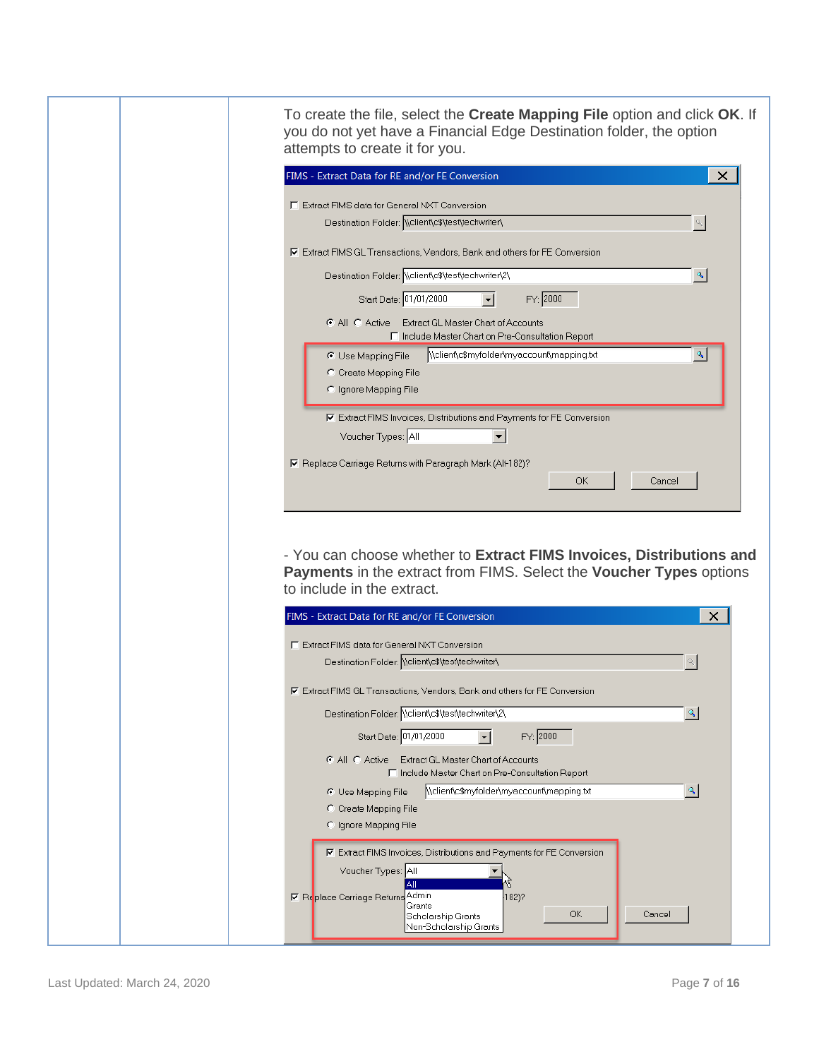To create the file, select the **Create Mapping File** option and click **OK**. If you do not yet have a Financial Edge Destination folder, the option attempts to create it for you.

- You can choose whether to **Extract FIMS Invoices, Distributions and Payments** in the extract from FIMS. Select the **Voucher Types** options to include in the extract.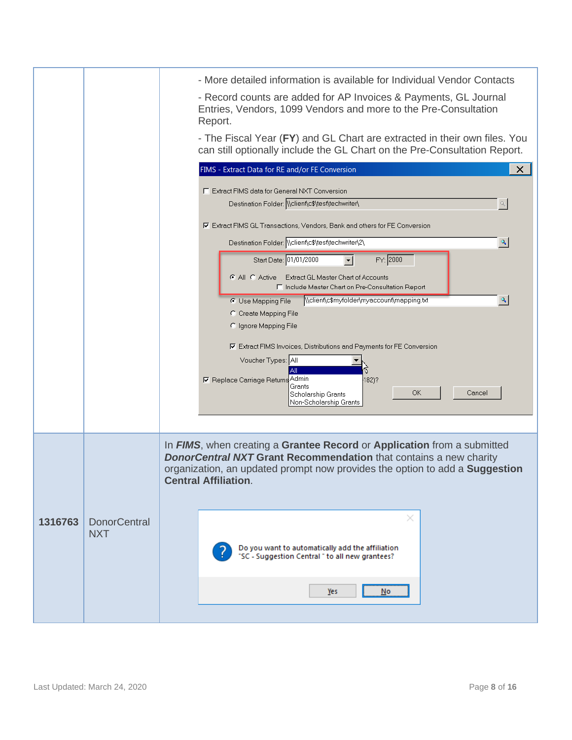| | | |
|---|---|---|
| | | - More detailed information is available for Individual Vendor Contacts<br><br>- Record counts are added for AP Invoices & Payments, GL Journal Entries, Vendors, 1099 Vendors and more to the Pre-Consultation Report.<br><br>- The Fiscal Year (**FY**) and GL Chart are extracted in their own files. You can still optionally include the GL Chart on the Pre-Consultation Report. |
| **1316763** | DonorCentral NXT | In ***FIMS***, when creating a **Grantee Record** or **Application** from a submitted ***DonorCentral NXT*** **Grant Recommendation** that contains a new charity organization, an updated prompt now provides the option to add a **Suggestion Central Affiliation**. |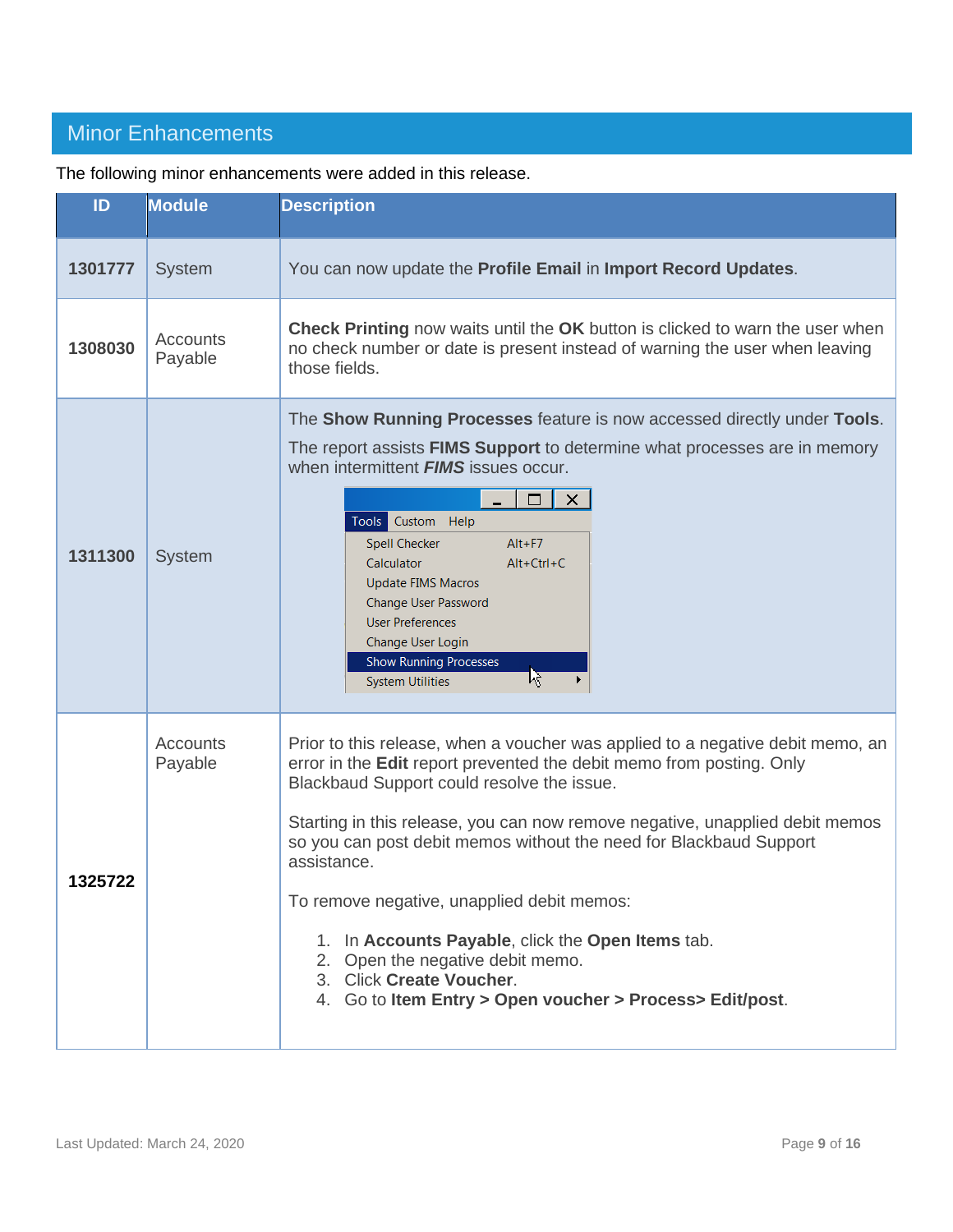## Minor Enhancements

The following minor enhancements were added in this release.

| ID | Module | Description |
|---|---|---|
| **1301777** | System | You can now update the **Profile Email** in **Import Record Updates**. |
| **1308030** | Accounts Payable | **Check Printing** now waits until the **OK** button is clicked to warn the user when no check number or date is present instead of warning the user when leaving those fields. |
| **1311300** | System | The **Show Running Processes** feature is now accessed directly under **Tools**.<br><br>The report assists **FIMS Support** to determine what processes are in memory when intermittent ***FIMS*** issues occur. |
| **1325722** | Accounts Payable | Prior to this release, when a voucher was applied to a negative debit memo, an error in the **Edit** report prevented the debit memo from posting. Only Blackbaud Support could resolve the issue.<br><br>Starting in this release, you can now remove negative, unapplied debit memos so you can post debit memos without the need for Blackbaud Support assistance.<br><br>To remove negative, unapplied debit memos:<br><br>1. In **Accounts Payable**, click the **Open Items** tab.<br>2. Open the negative debit memo.<br>3. Click **Create Voucher**.<br>4. Go to **Item Entry > Open voucher > Process> Edit/post**. |

Last Updated: March 24, 2020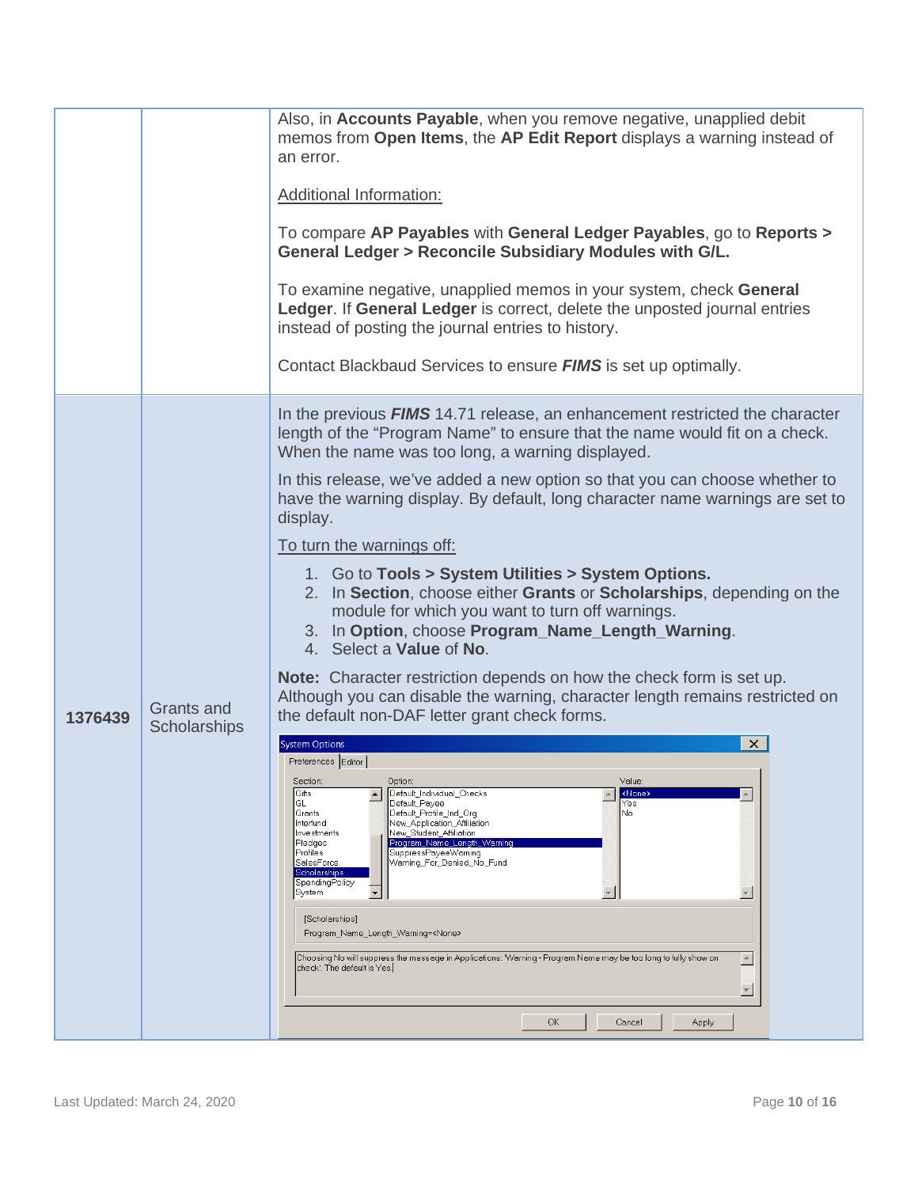| | | |
|---|---|---|
| | | Also, in **Accounts Payable**, when you remove negative, unapplied debit memos from **Open Items**, the **AP Edit Report** displays a warning instead of an error.<br><br>Additional Information:<br><br>To compare **AP Payables** with **General Ledger Payables**, go to **Reports > General Ledger > Reconcile Subsidiary Modules with G/L.**<br><br>To examine negative, unapplied memos in your system, check **General Ledger**. If **General Ledger** is correct, delete the unposted journal entries instead of posting the journal entries to history.<br><br>Contact Blackbaud Services to ensure ***FIMS*** is set up optimally. |
| **1376439** | Grants and Scholarships | In the previous ***FIMS*** 14.71 release, an enhancement restricted the character length of the "Program Name" to ensure that the name would fit on a check. When the name was too long, a warning displayed.<br><br>In this release, we've added a new option so that you can choose whether to have the warning display. By default, long character name warnings are set to display.<br><br>To turn the warnings off:<br><br>1. Go to **Tools > System Utilities > System Options.**<br>2. In **Section**, choose either **Grants** or **Scholarships**, depending on the module for which you want to turn off warnings.<br>3. In **Option**, choose **Program_Name_Length_Warning**.<br>4. Select a **Value** of **No**.<br><br>**Note:** Character restriction depends on how the check form is set up. Although you can disable the warning, character length remains restricted on the default non-DAF letter grant check forms. |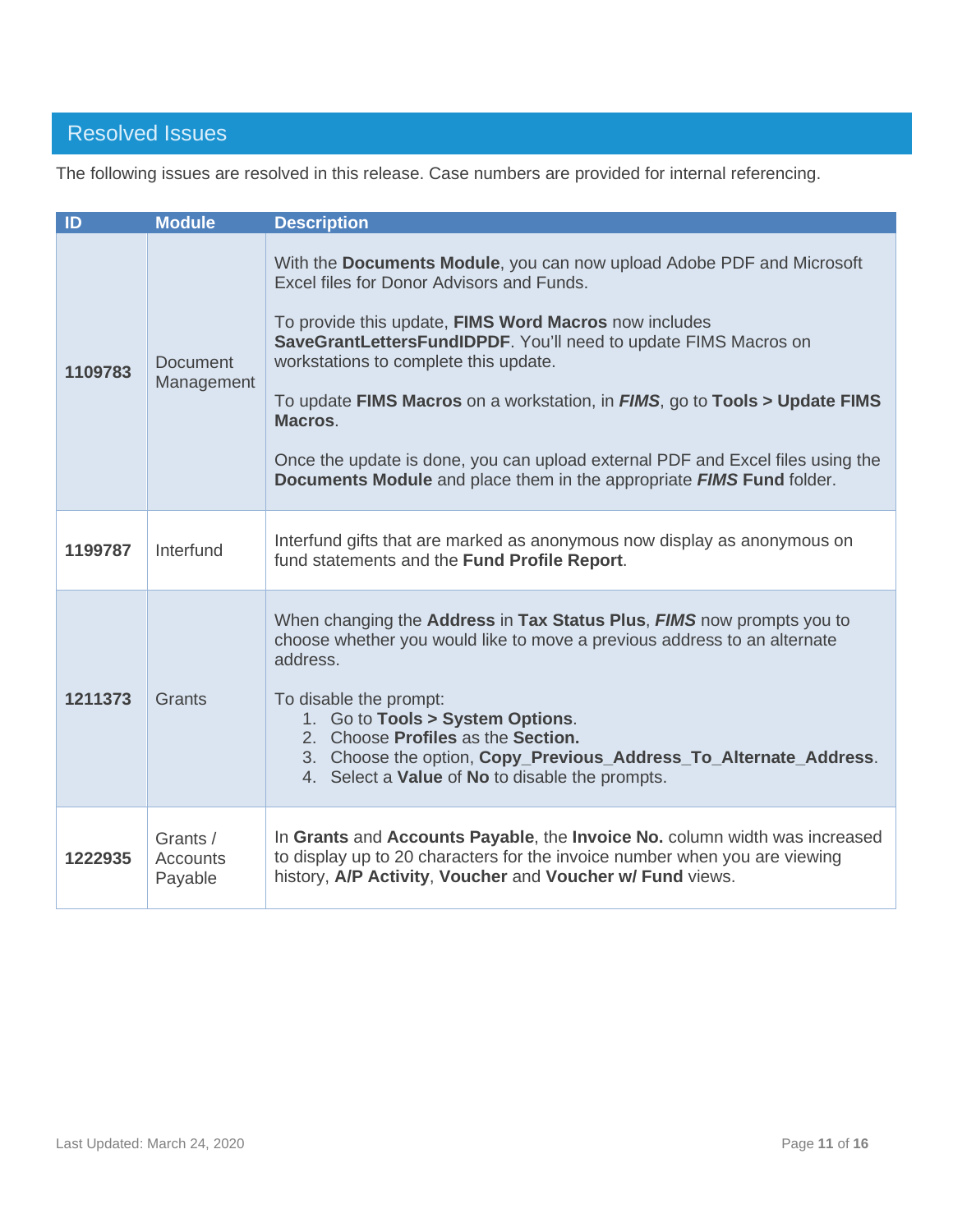## Resolved Issues

The following issues are resolved in this release. Case numbers are provided for internal referencing.

| ID | Module | Description |
|---|---|---|
| **1109783** | Document Management | With the **Documents Module**, you can now upload Adobe PDF and Microsoft Excel files for Donor Advisors and Funds.<br><br>To provide this update, **FIMS Word Macros** now includes **SaveGrantLettersFundIDPDF**. You'll need to update FIMS Macros on workstations to complete this update.<br><br>To update **FIMS Macros** on a workstation, in ***FIMS***, go to **Tools > Update FIMS Macros**.<br><br>Once the update is done, you can upload external PDF and Excel files using the **Documents Module** and place them in the appropriate ***FIMS*** **Fund** folder. |
| **1199787** | Interfund | Interfund gifts that are marked as anonymous now display as anonymous on fund statements and the **Fund Profile Report**. |
| **1211373** | Grants | When changing the **Address** in **Tax Status Plus**, ***FIMS*** now prompts you to choose whether you would like to move a previous address to an alternate address.<br><br>To disable the prompt:<br>1. Go to **Tools > System Options**.<br>2. Choose **Profiles** as the **Section.**<br>3. Choose the option, **Copy_Previous_Address_To_Alternate_Address**.<br>4. Select a **Value** of **No** to disable the prompts. |
| **1222935** | Grants / Accounts Payable | In **Grants** and **Accounts Payable**, the **Invoice No.** column width was increased to display up to 20 characters for the invoice number when you are viewing history, **A/P Activity**, **Voucher** and **Voucher w/ Fund** views. |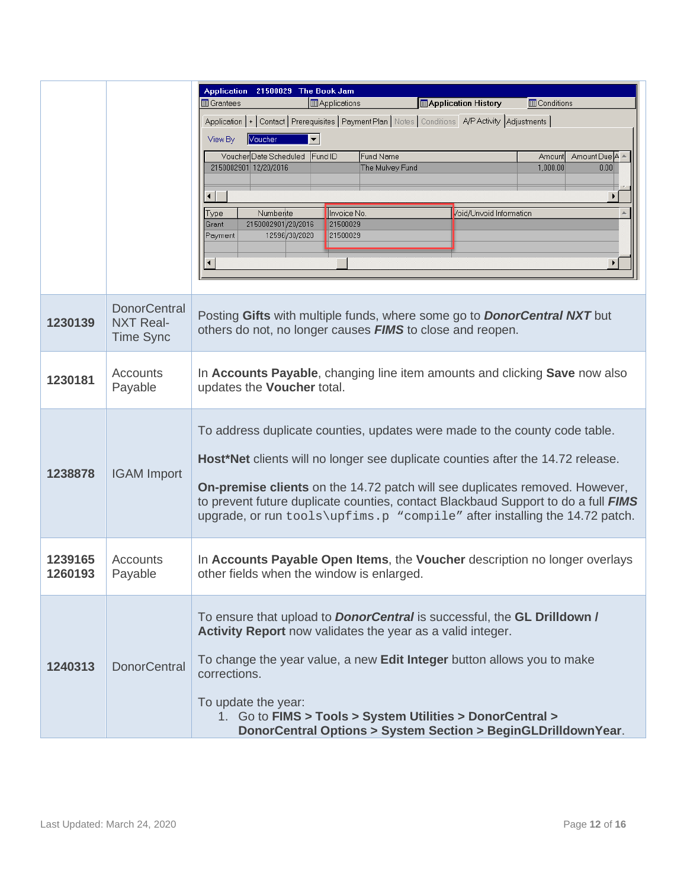| | | |
|---|---|---|
| | | |
| **1230139** | DonorCentral NXT Real-Time Sync | Posting **Gifts** with multiple funds, where some go to ***DonorCentral NXT*** but others do not, no longer causes ***FIMS*** to close and reopen. |
| **1230181** | Accounts Payable | In **Accounts Payable**, changing line item amounts and clicking **Save** now also updates the **Voucher** total. |
| **1238878** | IGAM Import | To address duplicate counties, updates were made to the county code table.<br><br>**Host*Net** clients will no longer see duplicate counties after the 14.72 release.<br><br>**On-premise clients** on the 14.72 patch will see duplicates removed. However, to prevent future duplicate counties, contact Blackbaud Support to do a full ***FIMS*** upgrade, or run `tools\upfims.p "compile"` after installing the 14.72 patch. |
| **1239165**<br>**1260193** | Accounts Payable | In **Accounts Payable Open Items**, the **Voucher** description no longer overlays other fields when the window is enlarged. |
| **1240313** | DonorCentral | To ensure that upload to ***DonorCentral*** is successful, the **GL Drilldown / Activity Report** now validates the year as a valid integer.<br><br>To change the year value, a new **Edit Integer** button allows you to make corrections.<br><br>To update the year:<br>1. Go to **FIMS > Tools > System Utilities > DonorCentral > DonorCentral Options > System Section > BeginGLDrilldownYear**. |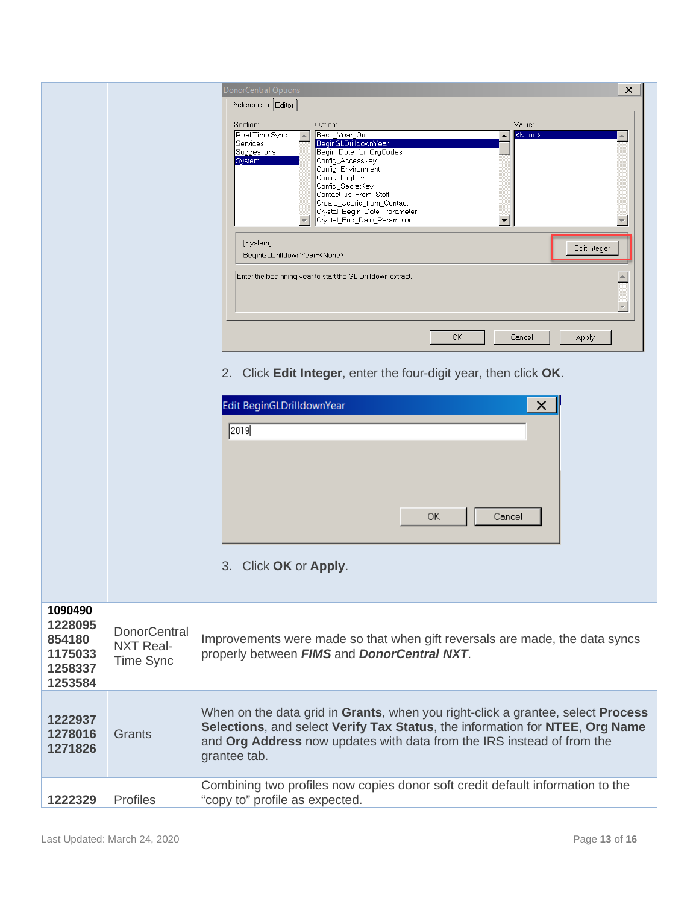| | | |
|---|---|---|
| | | 2. Click **Edit Integer**, enter the four-digit year, then click **OK**.<br><br>3. Click **OK** or **Apply**. |
| **1090490**<br>**1228095**<br>**854180**<br>**1175033**<br>**1258337**<br>**1253584** | DonorCentral NXT Real-Time Sync | Improvements were made so that when gift reversals are made, the data syncs properly between ***FIMS*** and ***DonorCentral NXT***. |
| **1222937**<br>**1278016**<br>**1271826** | Grants | When on the data grid in **Grants**, when you right-click a grantee, select **Process Selections**, and select **Verify Tax Status**, the information for **NTEE**, **Org Name** and **Org Address** now updates with data from the IRS instead of from the grantee tab. |
| **1222329** | Profiles | Combining two profiles now copies donor soft credit default information to the “copy to” profile as expected. |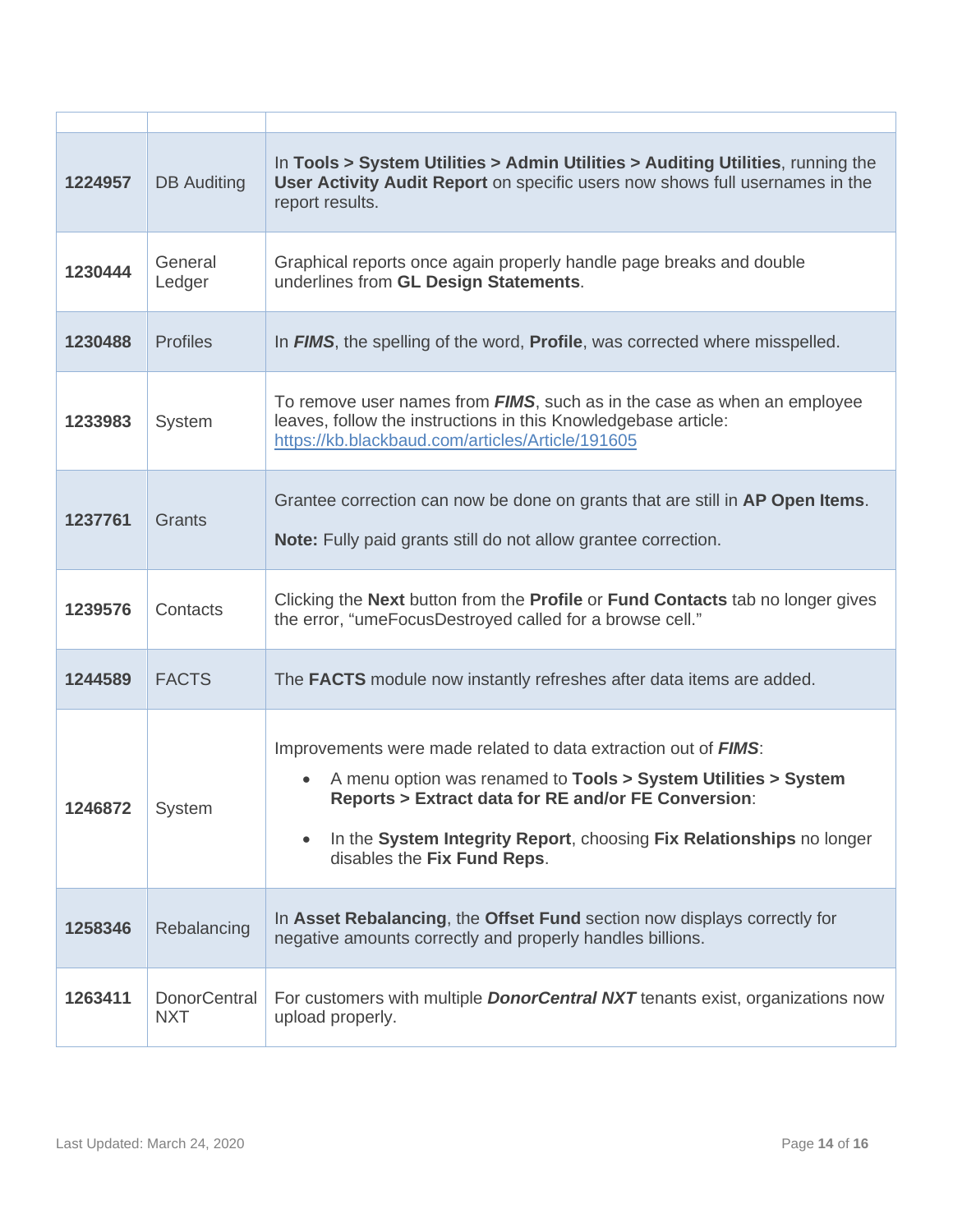| | | |
|---|---|---|
| **1224957** | DB Auditing | In **Tools > System Utilities > Admin Utilities > Auditing Utilities**, running the **User Activity Audit Report** on specific users now shows full usernames in the report results. |
| **1230444** | General Ledger | Graphical reports once again properly handle page breaks and double underlines from **GL Design Statements**. |
| **1230488** | Profiles | In ***FIMS***, the spelling of the word, **Profile**, was corrected where misspelled. |
| **1233983** | System | To remove user names from ***FIMS***, such as in the case as when an employee leaves, follow the instructions in this Knowledgebase article: [https://kb.blackbaud.com/articles/Article/191605](https://kb.blackbaud.com/articles/Article/191605) |
| **1237761** | Grants | Grantee correction can now be done on grants that are still in **AP Open Items**.<br><br>**Note:** Fully paid grants still do not allow grantee correction. |
| **1239576** | Contacts | Clicking the **Next** button from the **Profile** or **Fund Contacts** tab no longer gives the error, "umeFocusDestroyed called for a browse cell." |
| **1244589** | FACTS | The **FACTS** module now instantly refreshes after data items are added. |
| **1246872** | System | Improvements were made related to data extraction out of ***FIMS***:<br><br>• A menu option was renamed to **Tools > System Utilities > System Reports > Extract data for RE and/or FE Conversion**:<br><br>• In the **System Integrity Report**, choosing **Fix Relationships** no longer disables the **Fix Fund Reps**. |
| **1258346** | Rebalancing | In **Asset Rebalancing**, the **Offset Fund** section now displays correctly for negative amounts correctly and properly handles billions. |
| **1263411** | DonorCentral NXT | For customers with multiple ***DonorCentral NXT*** tenants exist, organizations now upload properly. |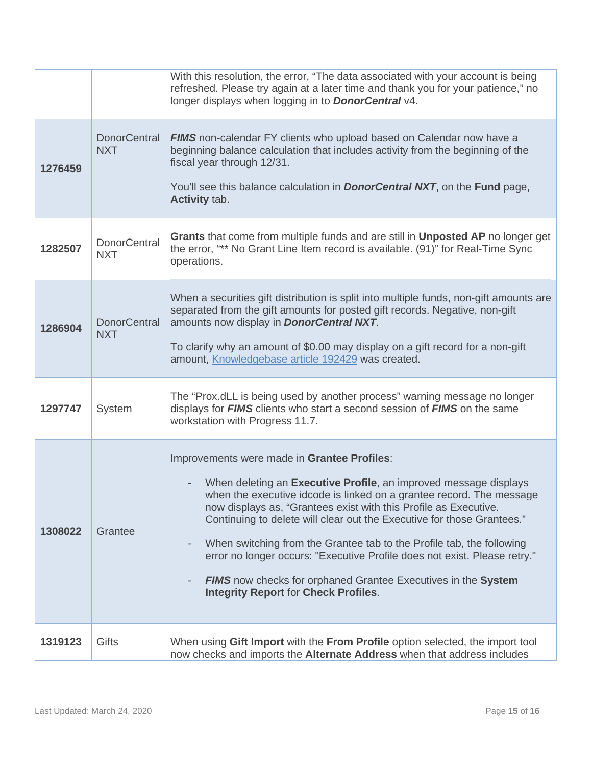|  |  |  |
|---|---|---|
|  |  | With this resolution, the error, "The data associated with your account is being refreshed. Please try again at a later time and thank you for your patience," no longer displays when logging in to ***DonorCentral*** v4. |
| **1276459** | DonorCentral NXT | ***FIMS*** non-calendar FY clients who upload based on Calendar now have a beginning balance calculation that includes activity from the beginning of the fiscal year through 12/31.<br><br>You'll see this balance calculation in ***DonorCentral NXT***, on the **Fund** page, **Activity** tab. |
| **1282507** | DonorCentral NXT | **Grants** that come from multiple funds and are still in **Unposted AP** no longer get the error, "** No Grant Line Item record is available. (91)" for Real-Time Sync operations. |
| **1286904** | DonorCentral NXT | When a securities gift distribution is split into multiple funds, non-gift amounts are separated from the gift amounts for posted gift records. Negative, non-gift amounts now display in ***DonorCentral NXT***.<br><br>To clarify why an amount of $0.00 may display on a gift record for a non-gift amount, Knowledgebase article 192429 was created. |
| **1297747** | System | The "Prox.dLL is being used by another process" warning message no longer displays for ***FIMS*** clients who start a second session of ***FIMS*** on the same workstation with Progress 11.7. |
| **1308022** | Grantee | Improvements were made in **Grantee Profiles**:<br><br>- When deleting an **Executive Profile**, an improved message displays when the executive idcode is linked on a grantee record. The message now displays as, "Grantees exist with this Profile as Executive. Continuing to delete will clear out the Executive for those Grantees."<br>- When switching from the Grantee tab to the Profile tab, the following error no longer occurs: "Executive Profile does not exist. Please retry."<br>- ***FIMS*** now checks for orphaned Grantee Executives in the **System Integrity Report** for **Check Profiles**. |
| **1319123** | Gifts | When using **Gift Import** with the **From Profile** option selected, the import tool now checks and imports the **Alternate Address** when that address includes |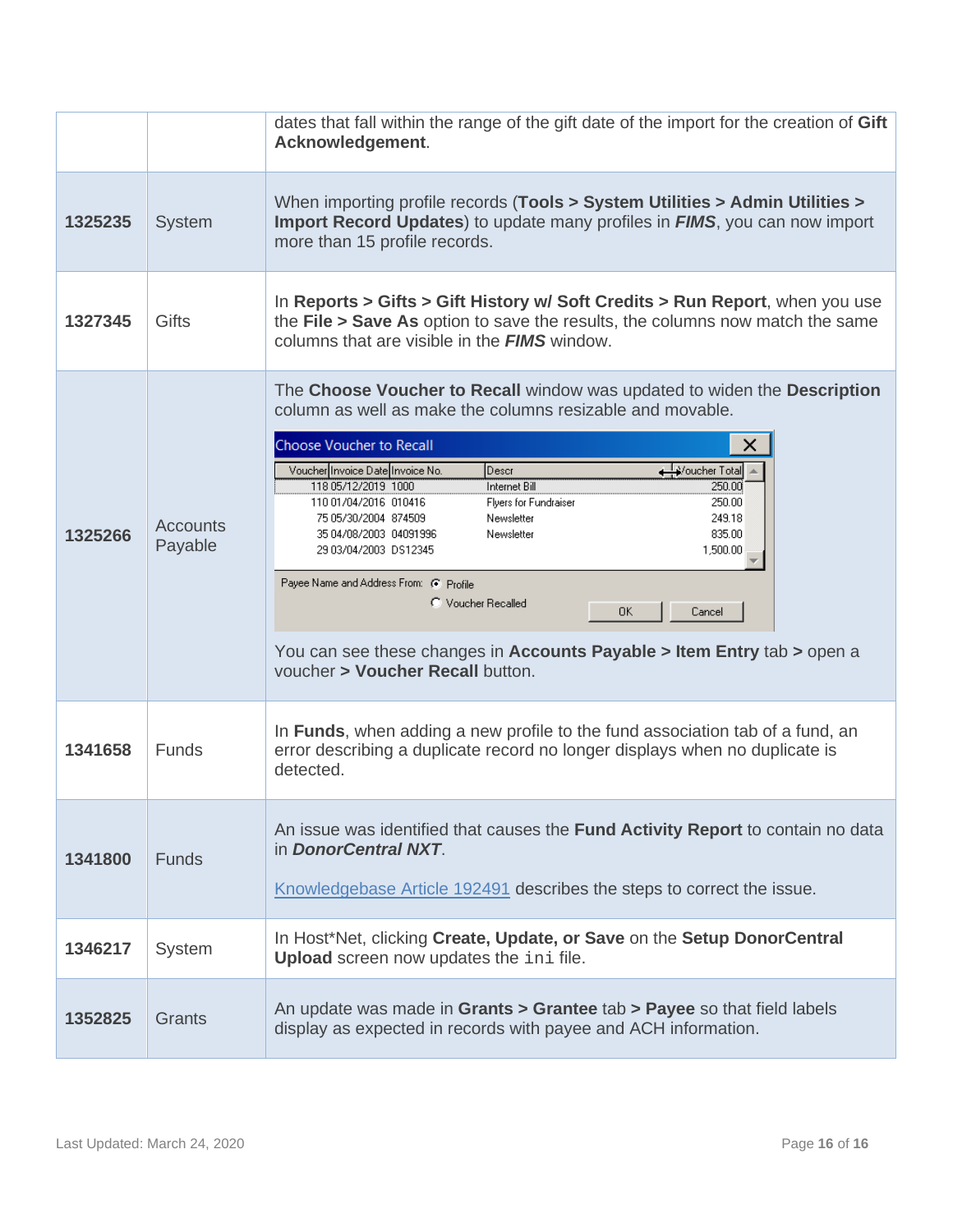| | | |
|---|---|---|
| | | dates that fall within the range of the gift date of the import for the creation of **Gift Acknowledgement**. |
| **1325235** | System | When importing profile records (**Tools > System Utilities > Admin Utilities > Import Record Updates**) to update many profiles in ***FIMS***, you can now import more than 15 profile records. |
| **1327345** | Gifts | In **Reports > Gifts > Gift History w/ Soft Credits > Run Report**, when you use the **File > Save As** option to save the results, the columns now match the same columns that are visible in the ***FIMS*** window. |
| **1325266** | Accounts Payable | The **Choose Voucher to Recall** window was updated to widen the **Description** column as well as make the columns resizable and movable.<br><br>You can see these changes in **Accounts Payable > Item Entry** tab **>** open a voucher **> Voucher Recall** button. |
| **1341658** | Funds | In **Funds**, when adding a new profile to the fund association tab of a fund, an error describing a duplicate record no longer displays when no duplicate is detected. |
| **1341800** | Funds | An issue was identified that causes the **Fund Activity Report** to contain no data in ***DonorCentral NXT***.<br><br>Knowledgebase Article 192491 describes the steps to correct the issue. |
| **1346217** | System | In Host*Net, clicking **Create, Update, or Save** on the **Setup DonorCentral Upload** screen now updates the `ini` file. |
| **1352825** | Grants | An update was made in **Grants > Grantee** tab **> Payee** so that field labels display as expected in records with payee and ACH information. |

Last Updated: March 24, 2020